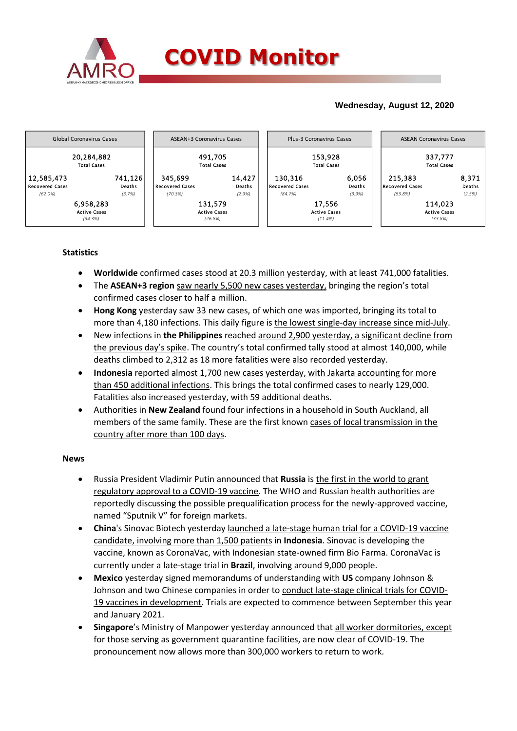# COVID Monitor

**Wednesday, August 12, 2020**

| Global Coronavirus Cases | | ASEAN+3 Coronavirus Cases | | Plus-3 Coronavirus Cases | | ASEAN Coronavirus Cases | |
|---|---|---|---|---|---|---|---|
| 20,284,882 Total Cases | | 491,705 Total Cases | | 153,928 Total Cases | | 337,777 Total Cases | |
| 12,585,473 Recovered Cases (62.0%) | 741,126 Deaths (3.7%) | 345,699 Recovered Cases (70.3%) | 14,427 Deaths (2.9%) | 130,316 Recovered Cases (84.7%) | 6,056 Deaths (3.9%) | 215,383 Recovered Cases (63.8%) | 8,371 Deaths (2.5%) |
| 6,958,283 Active Cases (34.3%) | | 131,579 Active Cases (26.8%) | | 17,556 Active Cases (11.4%) | | 114,023 Active Cases (33.8%) | |

## Statistics

- **Worldwide** confirmed cases stood at 20.3 million yesterday, with at least 741,000 fatalities.
- The **ASEAN+3 region** saw nearly 5,500 new cases yesterday, bringing the region's total confirmed cases closer to half a million.
- **Hong Kong** yesterday saw 33 new cases, of which one was imported, bringing its total to more than 4,180 infections. This daily figure is the lowest single-day increase since mid-July.
- New infections in **the Philippines** reached around 2,900 yesterday, a significant decline from the previous day's spike. The country's total confirmed tally stood at almost 140,000, while deaths climbed to 2,312 as 18 more fatalities were also recorded yesterday.
- **Indonesia** reported almost 1,700 new cases yesterday, with Jakarta accounting for more than 450 additional infections. This brings the total confirmed cases to nearly 129,000. Fatalities also increased yesterday, with 59 additional deaths.
- Authorities in **New Zealand** found four infections in a household in South Auckland, all members of the same family. These are the first known cases of local transmission in the country after more than 100 days.

## News

- Russia President Vladimir Putin announced that **Russia** is the first in the world to grant regulatory approval to a COVID-19 vaccine. The WHO and Russian health authorities are reportedly discussing the possible prequalification process for the newly-approved vaccine, named "Sputnik V" for foreign markets.
- **China**'s Sinovac Biotech yesterday launched a late-stage human trial for a COVID-19 vaccine candidate, involving more than 1,500 patients in **Indonesia**. Sinovac is developing the vaccine, known as CoronaVac, with Indonesian state-owned firm Bio Farma. CoronaVac is currently under a late-stage trial in **Brazil**, involving around 9,000 people.
- **Mexico** yesterday signed memorandums of understanding with **US** company Johnson & Johnson and two Chinese companies in order to conduct late-stage clinical trials for COVID-19 vaccines in development. Trials are expected to commence between September this year and January 2021.
- **Singapore**'s Ministry of Manpower yesterday announced that all worker dormitories, except for those serving as government quarantine facilities, are now clear of COVID-19. The pronouncement now allows more than 300,000 workers to return to work.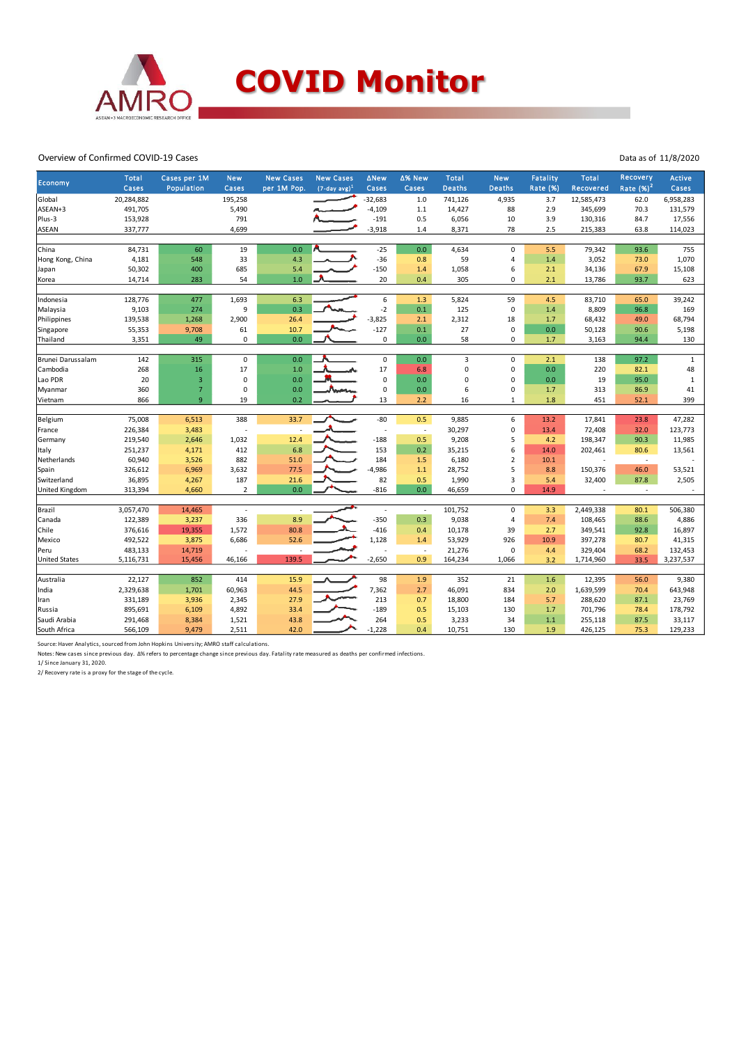# COVID Monitor

Overview of Confirmed COVID-19 Cases

Data as of 11/8/2020

| Economy | Total Cases | Cases per 1M Population | New Cases | New Cases per 1M Pop. | New Cases (7-day avg)[1] | ΔNew Cases | Δ% New Cases | Total Deaths | New Deaths | Fatality Rate (%) | Total Recovered | Recovery Rate (%)[2] | Active Cases |
|---|---|---|---|---|---|---|---|---|---|---|---|---|---|
| Global | 20,284,882 | | 195,258 | | | -32,683 | 1.0 | 741,126 | 4,935 | 3.7 | 12,585,473 | 62.0 | 6,958,283 |
| ASEAN+3 | 491,705 | | 5,490 | | | -4,109 | 1.1 | 14,427 | 88 | 2.9 | 345,699 | 70.3 | 131,579 |
| Plus-3 | 153,928 | | 791 | | | -191 | 0.5 | 6,056 | 10 | 3.9 | 130,316 | 84.7 | 17,556 |
| ASEAN | 337,777 | | 4,699 | | | -3,918 | 1.4 | 8,371 | 78 | 2.5 | 215,383 | 63.8 | 114,023 |
| | | | | | | | | | | | | | |
| China | 84,731 | 60 | 19 | 0.0 | | -25 | 0.0 | 4,634 | 0 | 5.5 | 79,342 | 93.6 | 755 |
| Hong Kong, China | 4,181 | 548 | 33 | 4.3 | | -36 | 0.8 | 59 | 4 | 1.4 | 3,052 | 73.0 | 1,070 |
| Japan | 50,302 | 400 | 685 | 5.4 | | -150 | 1.4 | 1,058 | 6 | 2.1 | 34,136 | 67.9 | 15,108 |
| Korea | 14,714 | 283 | 54 | 1.0 | | 20 | 0.4 | 305 | 0 | 2.1 | 13,786 | 93.7 | 623 |
| | | | | | | | | | | | | | |
| Indonesia | 128,776 | 477 | 1,693 | 6.3 | | 6 | 1.3 | 5,824 | 59 | 4.5 | 83,710 | 65.0 | 39,242 |
| Malaysia | 9,103 | 274 | 9 | 0.3 | | -2 | 0.1 | 125 | 0 | 1.4 | 8,809 | 96.8 | 169 |
| Philippines | 139,538 | 1,268 | 2,900 | 26.4 | | -3,825 | 2.1 | 2,312 | 18 | 1.7 | 68,432 | 49.0 | 68,794 |
| Singapore | 55,353 | 9,708 | 61 | 10.7 | | -127 | 0.1 | 27 | 0 | 0.0 | 50,128 | 90.6 | 5,198 |
| Thailand | 3,351 | 49 | 0 | 0.0 | | 0 | 0.0 | 58 | 0 | 1.7 | 3,163 | 94.4 | 130 |
| | | | | | | | | | | | | | |
| Brunei Darussalam | 142 | 315 | 0 | 0.0 | | 0 | 0.0 | 3 | 0 | 2.1 | 138 | 97.2 | 1 |
| Cambodia | 268 | 16 | 17 | 1.0 | | 17 | 6.8 | 0 | 0 | 0.0 | 220 | 82.1 | 48 |
| Lao PDR | 20 | 3 | 0 | 0.0 | | 0 | 0.0 | 0 | 0 | 0.0 | 19 | 95.0 | 1 |
| Myanmar | 360 | 7 | 0 | 0.0 | | 0 | 0.0 | 6 | 0 | 1.7 | 313 | 86.9 | 41 |
| Vietnam | 866 | 9 | 19 | 0.2 | | 13 | 2.2 | 16 | 1 | 1.8 | 451 | 52.1 | 399 |
| | | | | | | | | | | | | | |
| Belgium | 75,008 | 6,513 | 388 | 33.7 | | -80 | 0.5 | 9,885 | 6 | 13.2 | 17,841 | 23.8 | 47,282 |
| France | 226,384 | 3,483 | - | - | | - | - | 30,297 | 0 | 13.4 | 72,408 | 32.0 | 123,773 |
| Germany | 219,540 | 2,646 | 1,032 | 12.4 | | -188 | 0.5 | 9,208 | 5 | 4.2 | 198,347 | 90.3 | 11,985 |
| Italy | 251,237 | 4,171 | 412 | 6.8 | | 153 | 0.2 | 35,215 | 6 | 14.0 | 202,461 | 80.6 | 13,561 |
| Netherlands | 60,940 | 3,526 | 882 | 51.0 | | 184 | 1.5 | 6,180 | 2 | 10.1 | - | - | - |
| Spain | 326,612 | 6,969 | 3,632 | 77.5 | | -4,986 | 1.1 | 28,752 | 5 | 8.8 | 150,376 | 46.0 | 53,521 |
| Switzerland | 36,895 | 4,267 | 187 | 21.6 | | 82 | 0.5 | 1,990 | 3 | 5.4 | 32,400 | 87.8 | 2,505 |
| United Kingdom | 313,394 | 4,660 | 2 | 0.0 | | -816 | 0.0 | 46,659 | 0 | 14.9 | - | - | - |
| | | | | | | | | | | | | | |
| Brazil | 3,057,470 | 14,465 | - | - | | - | - | 101,752 | 0 | 3.3 | 2,449,338 | 80.1 | 506,380 |
| Canada | 122,389 | 3,237 | 336 | 8.9 | | -350 | 0.3 | 9,038 | 4 | 7.4 | 108,465 | 88.6 | 4,886 |
| Chile | 376,616 | 19,355 | 1,572 | 80.8 | | -416 | 0.4 | 10,178 | 39 | 2.7 | 349,541 | 92.8 | 16,897 |
| Mexico | 492,522 | 3,875 | 6,686 | 52.6 | | 1,128 | 1.4 | 53,929 | 926 | 10.9 | 397,278 | 80.7 | 41,315 |
| Peru | 483,133 | 14,719 | - | - | | - | - | 21,276 | 0 | 4.4 | 329,404 | 68.2 | 132,453 |
| United States | 5,116,731 | 15,456 | 46,166 | 139.5 | | -2,650 | 0.9 | 164,234 | 1,066 | 3.2 | 1,714,960 | 33.5 | 3,237,537 |
| | | | | | | | | | | | | | |
| Australia | 22,127 | 852 | 414 | 15.9 | | 98 | 1.9 | 352 | 21 | 1.6 | 12,395 | 56.0 | 9,380 |
| India | 2,329,638 | 1,701 | 60,963 | 44.5 | | 7,362 | 2.7 | 46,091 | 834 | 2.0 | 1,639,599 | 70.4 | 643,948 |
| Iran | 331,189 | 3,936 | 2,345 | 27.9 | | 213 | 0.7 | 18,800 | 184 | 5.7 | 288,620 | 87.1 | 23,769 |
| Russia | 895,691 | 6,109 | 4,892 | 33.4 | | -189 | 0.5 | 15,103 | 130 | 1.7 | 701,796 | 78.4 | 178,792 |
| Saudi Arabia | 291,468 | 8,384 | 1,521 | 43.8 | | 264 | 0.5 | 3,233 | 34 | 1.1 | 255,118 | 87.5 | 33,117 |
| South Africa | 566,109 | 9,479 | 2,511 | 42.0 | | -1,228 | 0.4 | 10,751 | 130 | 1.9 | 426,125 | 75.3 | 129,233 |

Source: Haver Analytics, sourced from John Hopkins University; AMRO staff calculations.

Notes: New cases since previous day. Δ% refers to percentage change since previous day. Fatality rate measured as deaths per confirmed infections.

1/ Since January 31, 2020.

2/ Recovery rate is a proxy for the stage of the cycle.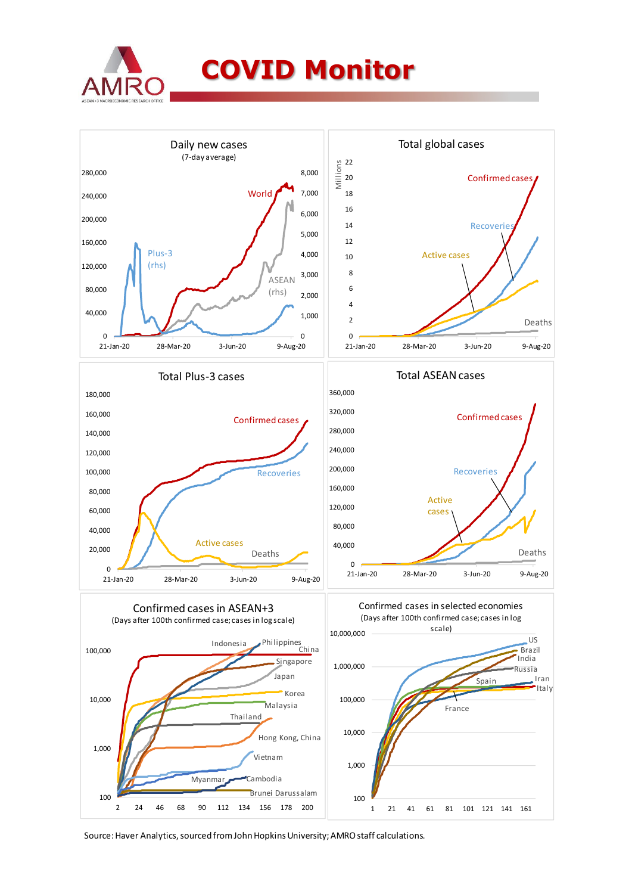# COVID Monitor

AMRO
ASEAN+3 MACROECONOMIC RESEARCH OFFICE

## Daily new cases
(7-day average)

280,000
240,000
200,000
160,000
120,000
80,000
40,000
0

8,000
7,000
6,000
5,000
4,000
3,000
2,000
1,000
0

21-Jan-20
28-Mar-20
3-Jun-20
9-Aug-20

World
Plus-3 (rhs)
ASEAN (rhs)

## Total global cases

Millions
22
20
18
16
14
12
10
8
6
4
2
0

21-Jan-20
28-Mar-20
3-Jun-20
9-Aug-20

Confirmed cases
Recoveries
Active cases
Deaths

## Total Plus-3 cases

180,000
160,000
140,000
120,000
100,000
80,000
60,000
40,000
20,000
0

21-Jan-20
28-Mar-20
3-Jun-20
9-Aug-20

Confirmed cases
Recoveries
Active cases
Deaths

## Total ASEAN cases

360,000
320,000
280,000
240,000
200,000
160,000
120,000
80,000
40,000
0

21-Jan-20
28-Mar-20
3-Jun-20
9-Aug-20

Confirmed cases
Recoveries
Active cases
Deaths

## Confirmed cases in ASEAN+3
(Days after 100th confirmed case; cases in log scale)

100,000
10,000
1,000
100

2
24
46
68
90
112
134
156
178
200

Indonesia
Philippines
China
Singapore
Japan
Korea
Malaysia
Thailand
Hong Kong, China
Vietnam
Myanmar
Cambodia
Brunei Darussalam

## Confirmed cases in selected economies
(Days after 100th confirmed case; cases in log scale)

10,000,000
1,000,000
100,000
10,000
1,000
100

1
21
41
61
81
101
121
141
161

US
Brazil
India
Russia
Spain
Iran
Italy
France

Source: Haver Analytics, sourced from John Hopkins University; AMRO staff calculations.